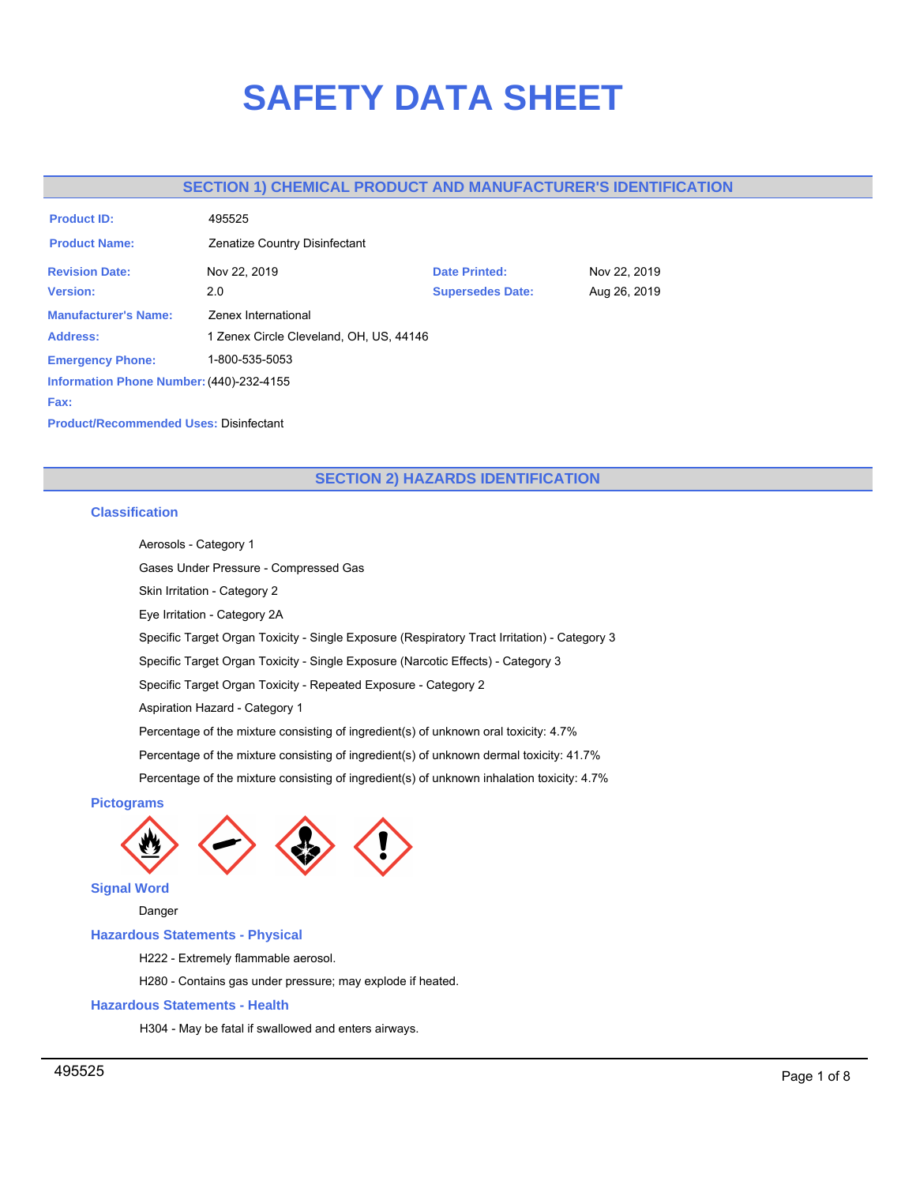# SAFETY DATA SHEET

## SECTION 1) CHEMICAL PRODUCT AND MANUFACTURER'S IDENTIFICATION

**Product ID:** 495525

**Product Name:** Zenatize Country Disinfectant

**Revision Date:** Nov 22, 2019

**Date Printed:** Nov 22, 2019

**Version:** 2.0

**Supersedes Date:** Aug 26, 2019

**Manufacturer's Name:** Zenex International

**Address:** 1 Zenex Circle Cleveland, OH, US, 44146

**Emergency Phone:** 1-800-535-5053

**Information Phone Number:** (440)-232-4155

**Fax:**

**Product/Recommended Uses:** Disinfectant

## SECTION 2) HAZARDS IDENTIFICATION

### Classification

Aerosols - Category 1

Gases Under Pressure - Compressed Gas

Skin Irritation - Category 2

Eye Irritation - Category 2A

Specific Target Organ Toxicity - Single Exposure (Respiratory Tract Irritation) - Category 3

Specific Target Organ Toxicity - Single Exposure (Narcotic Effects) - Category 3

Specific Target Organ Toxicity - Repeated Exposure - Category 2

Aspiration Hazard - Category 1

Percentage of the mixture consisting of ingredient(s) of unknown oral toxicity: 4.7%

Percentage of the mixture consisting of ingredient(s) of unknown dermal toxicity: 41.7%

Percentage of the mixture consisting of ingredient(s) of unknown inhalation toxicity: 4.7%

### Pictograms

### Signal Word

Danger

### Hazardous Statements - Physical

H222 - Extremely flammable aerosol.

H280 - Contains gas under pressure; may explode if heated.

### Hazardous Statements - Health

H304 - May be fatal if swallowed and enters airways.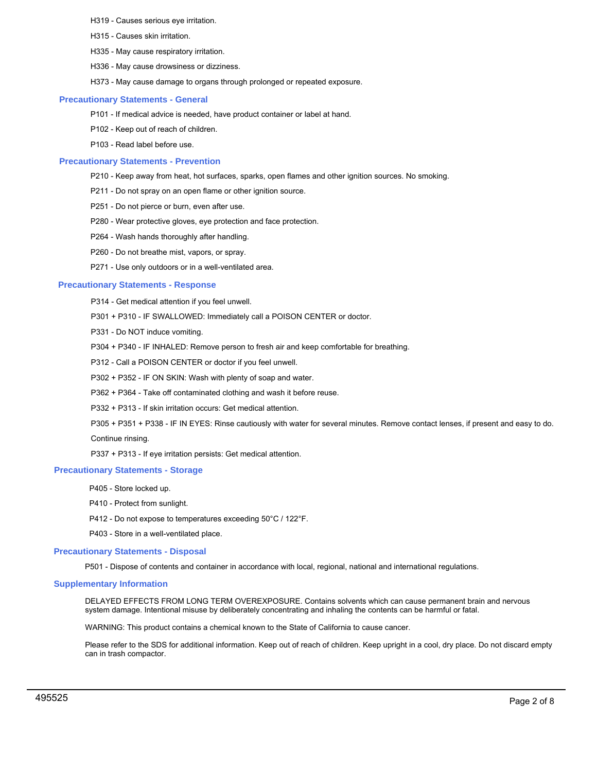H319 - Causes serious eye irritation.

H315 - Causes skin irritation.

H335 - May cause respiratory irritation.

H336 - May cause drowsiness or dizziness.

H373 - May cause damage to organs through prolonged or repeated exposure.

### Precautionary Statements - General

P101 - If medical advice is needed, have product container or label at hand.

P102 - Keep out of reach of children.

P103 - Read label before use.

### Precautionary Statements - Prevention

P210 - Keep away from heat, hot surfaces, sparks, open flames and other ignition sources. No smoking.

P211 - Do not spray on an open flame or other ignition source.

P251 - Do not pierce or burn, even after use.

P280 - Wear protective gloves, eye protection and face protection.

P264 - Wash hands thoroughly after handling.

P260 - Do not breathe mist, vapors, or spray.

P271 - Use only outdoors or in a well-ventilated area.

### Precautionary Statements - Response

P314 - Get medical attention if you feel unwell.

P301 + P310 - IF SWALLOWED: Immediately call a POISON CENTER or doctor.

P331 - Do NOT induce vomiting.

P304 + P340 - IF INHALED: Remove person to fresh air and keep comfortable for breathing.

P312 - Call a POISON CENTER or doctor if you feel unwell.

P302 + P352 - IF ON SKIN: Wash with plenty of soap and water.

P362 + P364 - Take off contaminated clothing and wash it before reuse.

P332 + P313 - If skin irritation occurs: Get medical attention.

P305 + P351 + P338 - IF IN EYES: Rinse cautiously with water for several minutes. Remove contact lenses, if present and easy to do. Continue rinsing.

P337 + P313 - If eye irritation persists: Get medical attention.

### Precautionary Statements - Storage

P405 - Store locked up.

P410 - Protect from sunlight.

P412 - Do not expose to temperatures exceeding 50°C / 122°F.

P403 - Store in a well-ventilated place.

### Precautionary Statements - Disposal

P501 - Dispose of contents and container in accordance with local, regional, national and international regulations.

### Supplementary Information

DELAYED EFFECTS FROM LONG TERM OVEREXPOSURE. Contains solvents which can cause permanent brain and nervous system damage. Intentional misuse by deliberately concentrating and inhaling the contents can be harmful or fatal.

WARNING: This product contains a chemical known to the State of California to cause cancer.

Please refer to the SDS for additional information. Keep out of reach of children. Keep upright in a cool, dry place. Do not discard empty can in trash compactor.

495525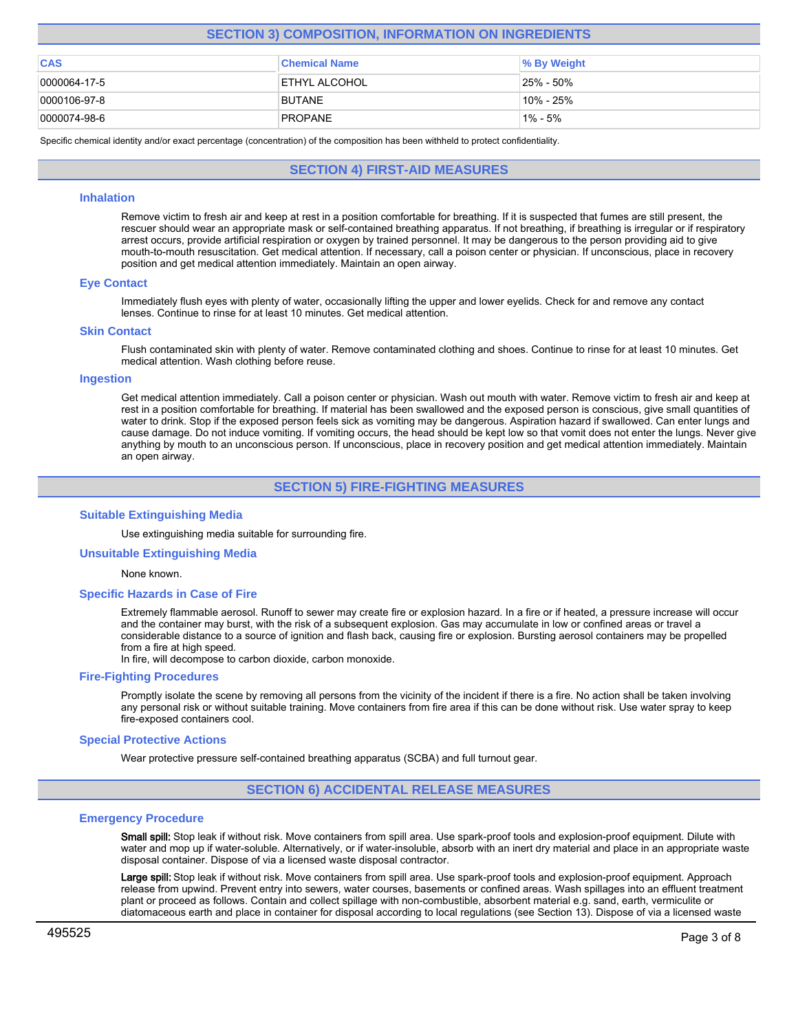## SECTION 3) COMPOSITION, INFORMATION ON INGREDIENTS

| CAS | Chemical Name | % By Weight |
|---|---|---|
| 0000064-17-5 | ETHYL ALCOHOL | 25% - 50% |
| 0000106-97-8 | BUTANE | 10% - 25% |
| 0000074-98-6 | PROPANE | 1% - 5% |

Specific chemical identity and/or exact percentage (concentration) of the composition has been withheld to protect confidentiality.

## SECTION 4) FIRST-AID MEASURES

### Inhalation

Remove victim to fresh air and keep at rest in a position comfortable for breathing. If it is suspected that fumes are still present, the rescuer should wear an appropriate mask or self-contained breathing apparatus. If not breathing, if breathing is irregular or if respiratory arrest occurs, provide artificial respiration or oxygen by trained personnel. It may be dangerous to the person providing aid to give mouth-to-mouth resuscitation. Get medical attention. If necessary, call a poison center or physician. If unconscious, place in recovery position and get medical attention immediately. Maintain an open airway.

### Eye Contact

Immediately flush eyes with plenty of water, occasionally lifting the upper and lower eyelids. Check for and remove any contact lenses. Continue to rinse for at least 10 minutes. Get medical attention.

### Skin Contact

Flush contaminated skin with plenty of water. Remove contaminated clothing and shoes. Continue to rinse for at least 10 minutes. Get medical attention. Wash clothing before reuse.

### Ingestion

Get medical attention immediately. Call a poison center or physician. Wash out mouth with water. Remove victim to fresh air and keep at rest in a position comfortable for breathing. If material has been swallowed and the exposed person is conscious, give small quantities of water to drink. Stop if the exposed person feels sick as vomiting may be dangerous. Aspiration hazard if swallowed. Can enter lungs and cause damage. Do not induce vomiting. If vomiting occurs, the head should be kept low so that vomit does not enter the lungs. Never give anything by mouth to an unconscious person. If unconscious, place in recovery position and get medical attention immediately. Maintain an open airway.

## SECTION 5) FIRE-FIGHTING MEASURES

### Suitable Extinguishing Media

Use extinguishing media suitable for surrounding fire.

### Unsuitable Extinguishing Media

None known.

### Specific Hazards in Case of Fire

Extremely flammable aerosol. Runoff to sewer may create fire or explosion hazard. In a fire or if heated, a pressure increase will occur and the container may burst, with the risk of a subsequent explosion. Gas may accumulate in low or confined areas or travel a considerable distance to a source of ignition and flash back, causing fire or explosion. Bursting aerosol containers may be propelled from a fire at high speed.
In fire, will decompose to carbon dioxide, carbon monoxide.

### Fire-Fighting Procedures

Promptly isolate the scene by removing all persons from the vicinity of the incident if there is a fire. No action shall be taken involving any personal risk or without suitable training. Move containers from fire area if this can be done without risk. Use water spray to keep fire-exposed containers cool.

### Special Protective Actions

Wear protective pressure self-contained breathing apparatus (SCBA) and full turnout gear.

## SECTION 6) ACCIDENTAL RELEASE MEASURES

### Emergency Procedure

**Small spill:** Stop leak if without risk. Move containers from spill area. Use spark-proof tools and explosion-proof equipment. Dilute with water and mop up if water-soluble. Alternatively, or if water-insoluble, absorb with an inert dry material and place in an appropriate waste disposal container. Dispose of via a licensed waste disposal contractor.

**Large spill:** Stop leak if without risk. Move containers from spill area. Use spark-proof tools and explosion-proof equipment. Approach release from upwind. Prevent entry into sewers, water courses, basements or confined areas. Wash spillages into an effluent treatment plant or proceed as follows. Contain and collect spillage with non-combustible, absorbent material e.g. sand, earth, vermiculite or diatomaceous earth and place in container for disposal according to local regulations (see Section 13). Dispose of via a licensed waste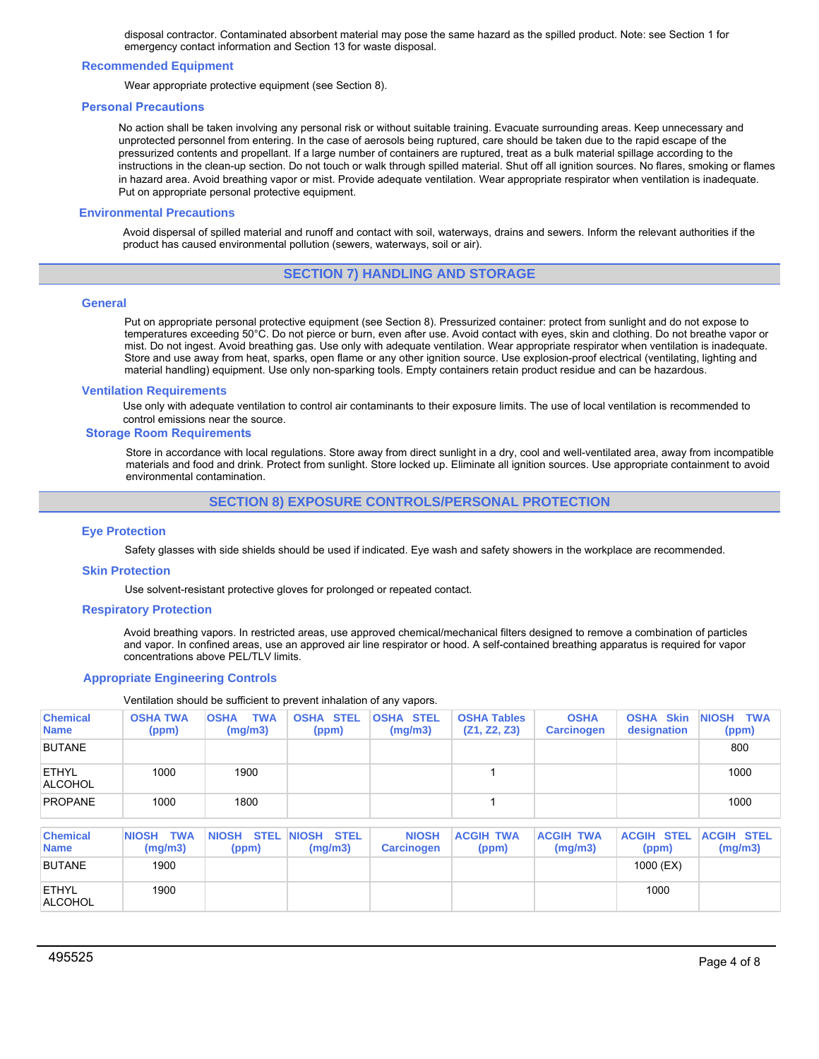disposal contractor. Contaminated absorbent material may pose the same hazard as the spilled product. Note: see Section 1 for emergency contact information and Section 13 for waste disposal.

### Recommended Equipment

Wear appropriate protective equipment (see Section 8).

### Personal Precautions

No action shall be taken involving any personal risk or without suitable training. Evacuate surrounding areas. Keep unnecessary and unprotected personnel from entering. In the case of aerosols being ruptured, care should be taken due to the rapid escape of the pressurized contents and propellant. If a large number of containers are ruptured, treat as a bulk material spillage according to the instructions in the clean-up section. Do not touch or walk through spilled material. Shut off all ignition sources. No flares, smoking or flames in hazard area. Avoid breathing vapor or mist. Provide adequate ventilation. Wear appropriate respirator when ventilation is inadequate. Put on appropriate personal protective equipment.

### Environmental Precautions

Avoid dispersal of spilled material and runoff and contact with soil, waterways, drains and sewers. Inform the relevant authorities if the product has caused environmental pollution (sewers, waterways, soil or air).

## SECTION 7) HANDLING AND STORAGE

### General

Put on appropriate personal protective equipment (see Section 8). Pressurized container: protect from sunlight and do not expose to temperatures exceeding 50°C. Do not pierce or burn, even after use. Avoid contact with eyes, skin and clothing. Do not breathe vapor or mist. Do not ingest. Avoid breathing gas. Use only with adequate ventilation. Wear appropriate respirator when ventilation is inadequate. Store and use away from heat, sparks, open flame or any other ignition source. Use explosion-proof electrical (ventilating, lighting and material handling) equipment. Use only non-sparking tools. Empty containers retain product residue and can be hazardous.

### Ventilation Requirements

Use only with adequate ventilation to control air contaminants to their exposure limits. The use of local ventilation is recommended to control emissions near the source.

### Storage Room Requirements

Store in accordance with local regulations. Store away from direct sunlight in a dry, cool and well-ventilated area, away from incompatible materials and food and drink. Protect from sunlight. Store locked up. Eliminate all ignition sources. Use appropriate containment to avoid environmental contamination.

## SECTION 8) EXPOSURE CONTROLS/PERSONAL PROTECTION

### Eye Protection

Safety glasses with side shields should be used if indicated. Eye wash and safety showers in the workplace are recommended.

### Skin Protection

Use solvent-resistant protective gloves for prolonged or repeated contact.

### Respiratory Protection

Avoid breathing vapors. In restricted areas, use approved chemical/mechanical filters designed to remove a combination of particles and vapor. In confined areas, use an approved air line respirator or hood. A self-contained breathing apparatus is required for vapor concentrations above PEL/TLV limits.

### Appropriate Engineering Controls

Ventilation should be sufficient to prevent inhalation of any vapors.

| Chemical Name | OSHA TWA (ppm) | OSHA TWA (mg/m3) | OSHA STEL (ppm) | OSHA STEL (mg/m3) | OSHA Tables (Z1, Z2, Z3) | OSHA Carcinogen | OSHA Skin designation | NIOSH TWA (ppm) |
|---|---|---|---|---|---|---|---|---|
| BUTANE | | | | | | | | 800 |
| ETHYL ALCOHOL | 1000 | 1900 | | | 1 | | | 1000 |
| PROPANE | 1000 | 1800 | | | 1 | | | 1000 |

| Chemical Name | NIOSH TWA (mg/m3) | NIOSH STEL (ppm) | NIOSH STEL (mg/m3) | NIOSH Carcinogen | ACGIH TWA (ppm) | ACGIH TWA (mg/m3) | ACGIH STEL (ppm) | ACGIH STEL (mg/m3) |
|---|---|---|---|---|---|---|---|---|
| BUTANE | 1900 | | | | | | 1000 (EX) | |
| ETHYL ALCOHOL | 1900 | | | | | | 1000 | |

495525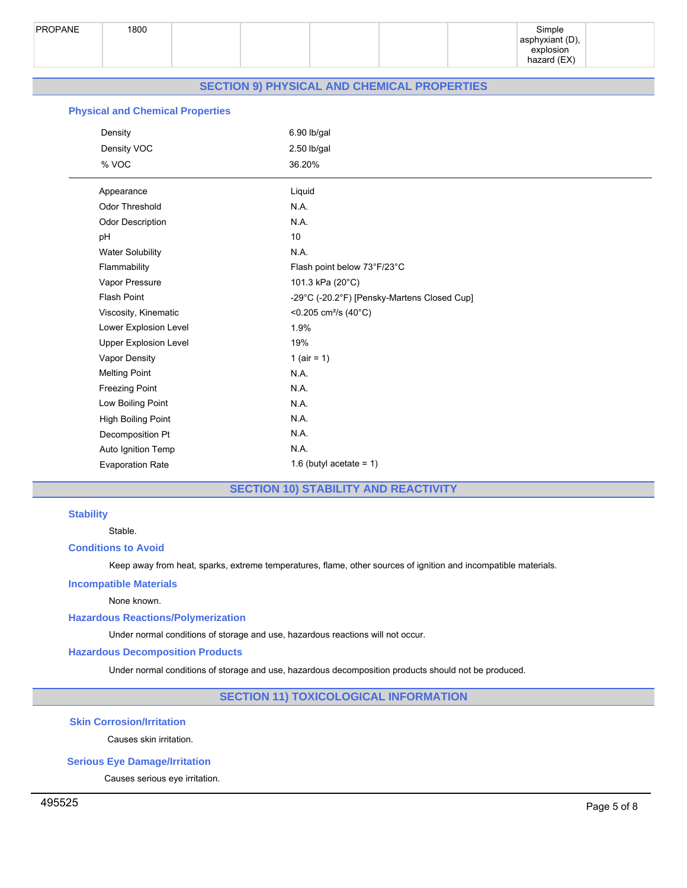| PROPANE | 1800 | | | | | | Simple asphyxiant (D), explosion hazard (EX) | |
|---|---|---|---|---|---|---|---|---|

## SECTION 9) PHYSICAL AND CHEMICAL PROPERTIES

### Physical and Chemical Properties

| | |
|---|---|
| Density | 6.90 lb/gal |
| Density VOC | 2.50 lb/gal |
| % VOC | 36.20% |

| | |
|---|---|
| Appearance | Liquid |
| Odor Threshold | N.A. |
| Odor Description | N.A. |
| pH | 10 |
| Water Solubility | N.A. |
| Flammability | Flash point below 73°F/23°C |
| Vapor Pressure | 101.3 kPa (20°C) |
| Flash Point | -29°C (-20.2°F) [Pensky-Martens Closed Cup] |
| Viscosity, Kinematic | <0.205 cm²/s (40°C) |
| Lower Explosion Level | 1.9% |
| Upper Explosion Level | 19% |
| Vapor Density | 1 (air = 1) |
| Melting Point | N.A. |
| Freezing Point | N.A. |
| Low Boiling Point | N.A. |
| High Boiling Point | N.A. |
| Decomposition Pt | N.A. |
| Auto Ignition Temp | N.A. |
| Evaporation Rate | 1.6 (butyl acetate = 1) |

## SECTION 10) STABILITY AND REACTIVITY

### Stability

Stable.

### Conditions to Avoid

Keep away from heat, sparks, extreme temperatures, flame, other sources of ignition and incompatible materials.

### Incompatible Materials

None known.

### Hazardous Reactions/Polymerization

Under normal conditions of storage and use, hazardous reactions will not occur.

### Hazardous Decomposition Products

Under normal conditions of storage and use, hazardous decomposition products should not be produced.

## SECTION 11) TOXICOLOGICAL INFORMATION

### Skin Corrosion/Irritation

Causes skin irritation.

### Serious Eye Damage/Irritation

Causes serious eye irritation.

495525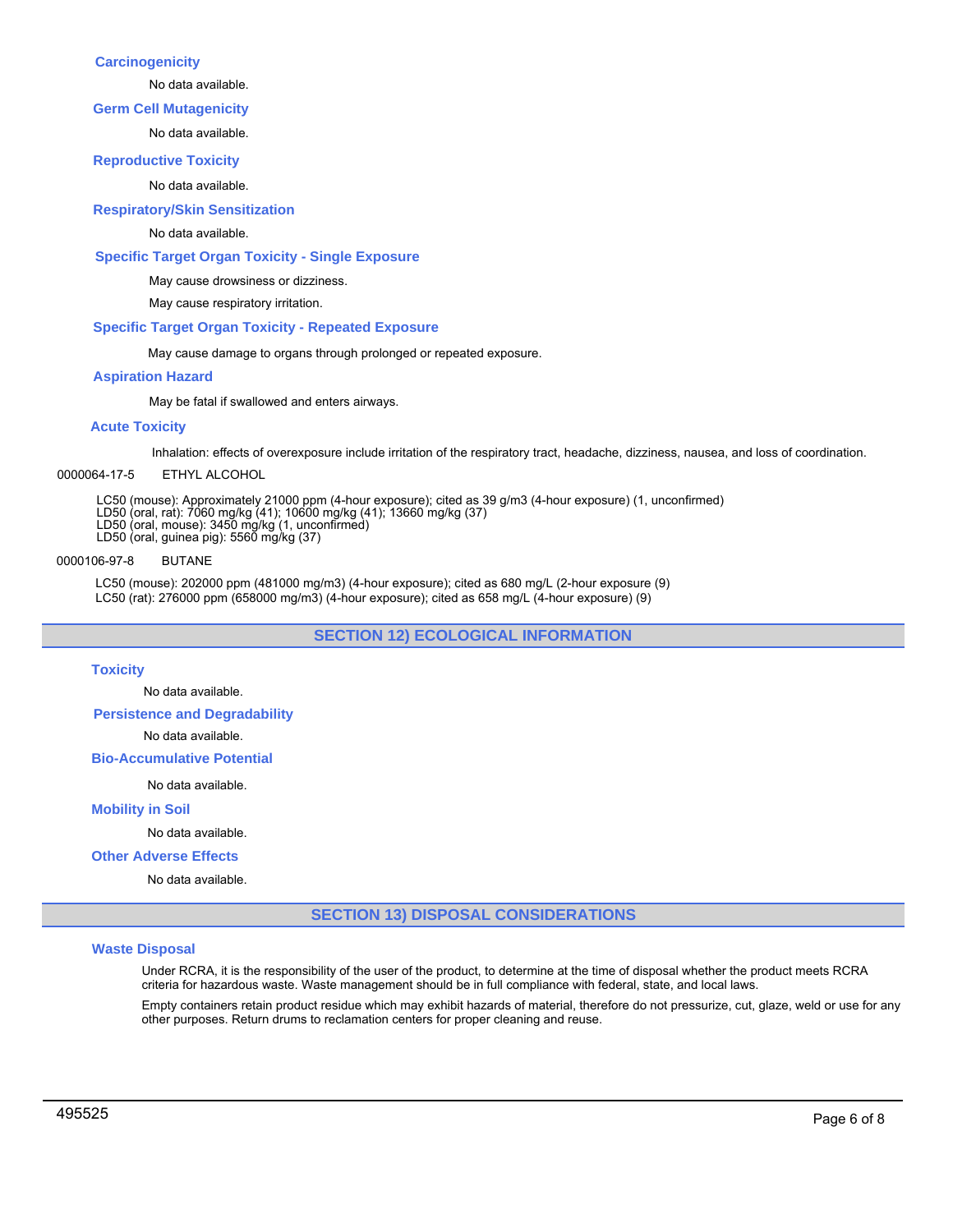### Carcinogenicity

No data available.

### Germ Cell Mutagenicity

No data available.

### Reproductive Toxicity

No data available.

### Respiratory/Skin Sensitization

No data available.

### Specific Target Organ Toxicity - Single Exposure

May cause drowsiness or dizziness.

May cause respiratory irritation.

### Specific Target Organ Toxicity - Repeated Exposure

May cause damage to organs through prolonged or repeated exposure.

### Aspiration Hazard

May be fatal if swallowed and enters airways.

### Acute Toxicity

Inhalation: effects of overexposure include irritation of the respiratory tract, headache, dizziness, nausea, and loss of coordination.

0000064-17-5 ETHYL ALCOHOL

LC50 (mouse): Approximately 21000 ppm (4-hour exposure); cited as 39 g/m3 (4-hour exposure) (1, unconfirmed)
LD50 (oral, rat): 7060 mg/kg (41); 10600 mg/kg (41); 13660 mg/kg (37)
LD50 (oral, mouse): 3450 mg/kg (1, unconfirmed)
LD50 (oral, guinea pig): 5560 mg/kg (37)

0000106-97-8 BUTANE

LC50 (mouse): 202000 ppm (481000 mg/m3) (4-hour exposure); cited as 680 mg/L (2-hour exposure (9)
LC50 (rat): 276000 ppm (658000 mg/m3) (4-hour exposure); cited as 658 mg/L (4-hour exposure) (9)

## SECTION 12) ECOLOGICAL INFORMATION

### Toxicity

No data available.

### Persistence and Degradability

No data available.

### Bio-Accumulative Potential

No data available.

### Mobility in Soil

No data available.

### Other Adverse Effects

No data available.

## SECTION 13) DISPOSAL CONSIDERATIONS

### Waste Disposal

Under RCRA, it is the responsibility of the user of the product, to determine at the time of disposal whether the product meets RCRA criteria for hazardous waste. Waste management should be in full compliance with federal, state, and local laws.

Empty containers retain product residue which may exhibit hazards of material, therefore do not pressurize, cut, glaze, weld or use for any other purposes. Return drums to reclamation centers for proper cleaning and reuse.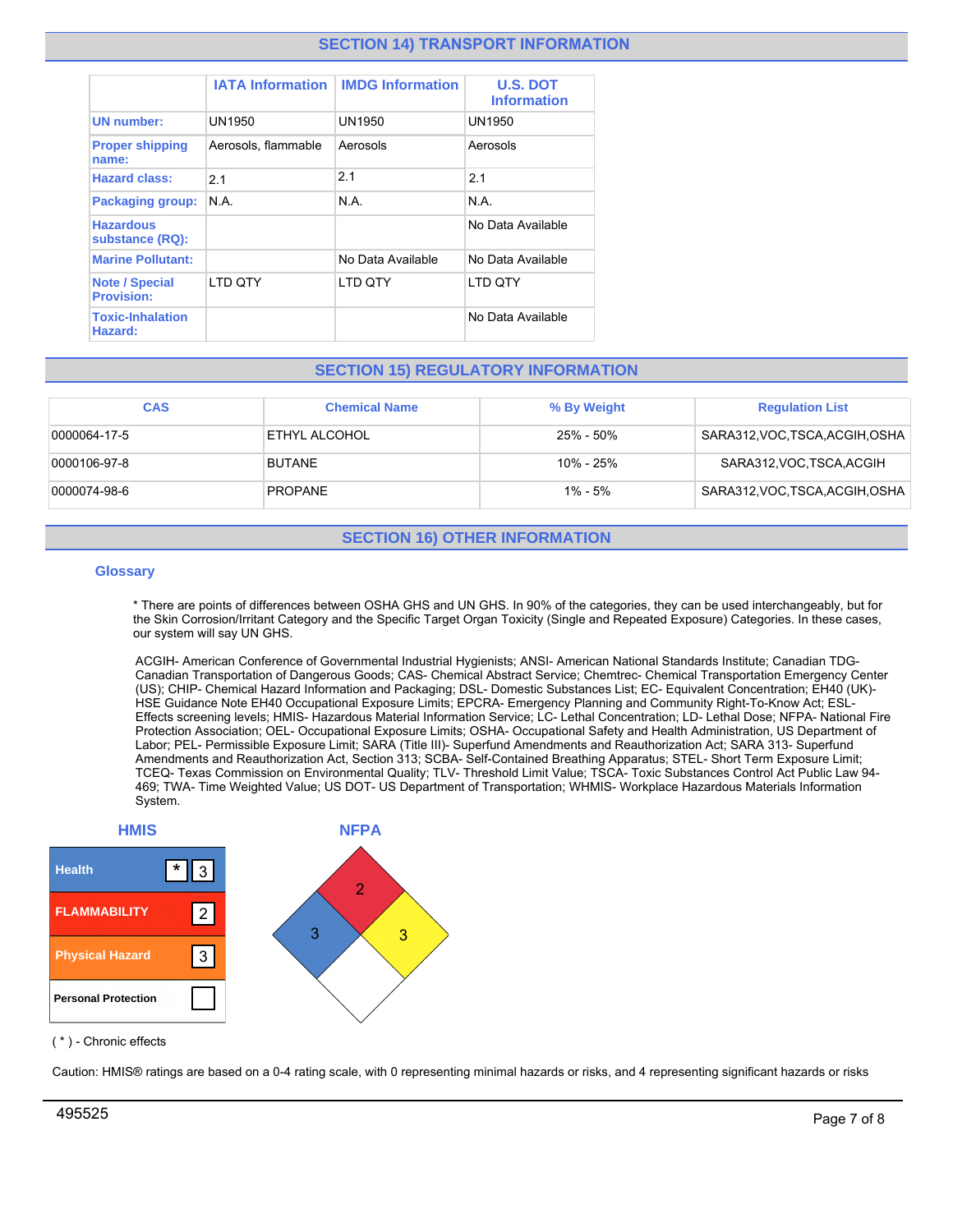## SECTION 14) TRANSPORT INFORMATION

| | IATA Information | IMDG Information | U.S. DOT Information |
|---|---|---|---|
| UN number: | UN1950 | UN1950 | UN1950 |
| Proper shipping name: | Aerosols, flammable | Aerosols | Aerosols |
| Hazard class: | 2.1 | 2.1 | 2.1 |
| Packaging group: | N.A. | N.A. | N.A. |
| Hazardous substance (RQ): | | | No Data Available |
| Marine Pollutant: | | No Data Available | No Data Available |
| Note / Special Provision: | LTD QTY | LTD QTY | LTD QTY |
| Toxic-Inhalation Hazard: | | | No Data Available |

## SECTION 15) REGULATORY INFORMATION

| CAS | Chemical Name | % By Weight | Regulation List |
|---|---|---|---|
| 0000064-17-5 | ETHYL ALCOHOL | 25% - 50% | SARA312,VOC,TSCA,ACGIH,OSHA |
| 0000106-97-8 | BUTANE | 10% - 25% | SARA312,VOC,TSCA,ACGIH |
| 0000074-98-6 | PROPANE | 1% - 5% | SARA312,VOC,TSCA,ACGIH,OSHA |

## SECTION 16) OTHER INFORMATION

### Glossary

* There are points of differences between OSHA GHS and UN GHS. In 90% of the categories, they can be used interchangeably, but for the Skin Corrosion/Irritant Category and the Specific Target Organ Toxicity (Single and Repeated Exposure) Categories. In these cases, our system will say UN GHS.

ACGIH- American Conference of Governmental Industrial Hygienists; ANSI- American National Standards Institute; Canadian TDG-Canadian Transportation of Dangerous Goods; CAS- Chemical Abstract Service; Chemtrec- Chemical Transportation Emergency Center (US); CHIP- Chemical Hazard Information and Packaging; DSL- Domestic Substances List; EC- Equivalent Concentration; EH40 (UK)-HSE Guidance Note EH40 Occupational Exposure Limits; EPCRA- Emergency Planning and Community Right-To-Know Act; ESL-Effects screening levels; HMIS- Hazardous Material Information Service; LC- Lethal Concentration; LD- Lethal Dose; NFPA- National Fire Protection Association; OEL- Occupational Exposure Limits; OSHA- Occupational Safety and Health Administration, US Department of Labor; PEL- Permissible Exposure Limit; SARA (Title III)- Superfund Amendments and Reauthorization Act; SARA 313- Superfund Amendments and Reauthorization Act, Section 313; SCBA- Self-Contained Breathing Apparatus; STEL- Short Term Exposure Limit; TCEQ- Texas Commission on Environmental Quality; TLV- Threshold Limit Value; TSCA- Toxic Substances Control Act Public Law 94-469; TWA- Time Weighted Value; US DOT- US Department of Transportation; WHMIS- Workplace Hazardous Materials Information System.

**HMIS**

| | |
|---|---|
| Health | * 3 |
| FLAMMABILITY | 2 |
| Physical Hazard | 3 |
| Personal Protection | |

**NFPA**

| Health | Flammability | Instability | Special |
|---|---|---|---|
| 3 | 2 | 3 | |

( * ) - Chronic effects

Caution: HMIS® ratings are based on a 0-4 rating scale, with 0 representing minimal hazards or risks, and 4 representing significant hazards or risks

495525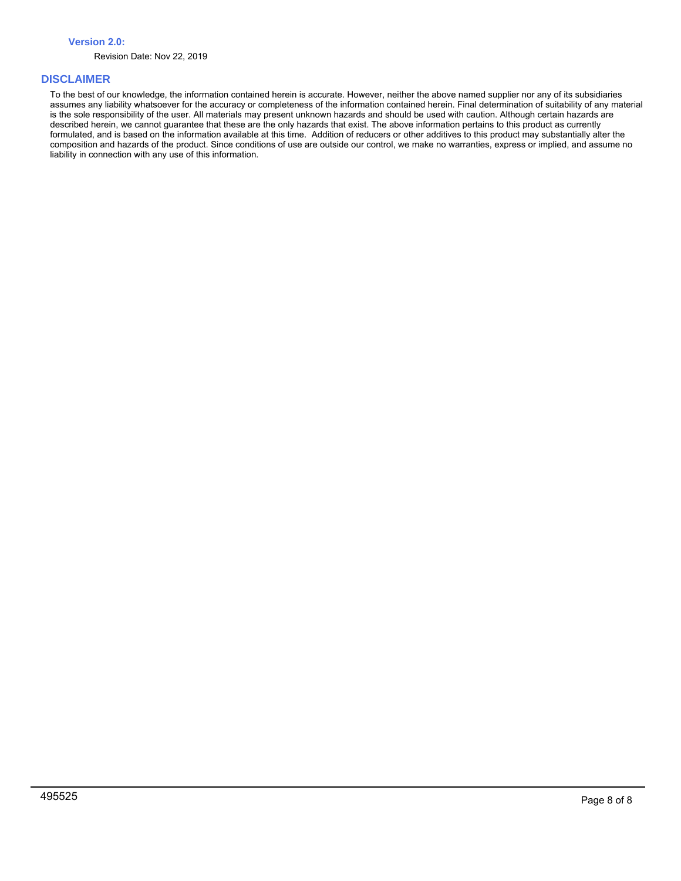### Version 2.0:

Revision Date: Nov 22, 2019

## DISCLAIMER

To the best of our knowledge, the information contained herein is accurate. However, neither the above named supplier nor any of its subsidiaries assumes any liability whatsoever for the accuracy or completeness of the information contained herein. Final determination of suitability of any material is the sole responsibility of the user. All materials may present unknown hazards and should be used with caution. Although certain hazards are described herein, we cannot guarantee that these are the only hazards that exist. The above information pertains to this product as currently formulated, and is based on the information available at this time. Addition of reducers or other additives to this product may substantially alter the composition and hazards of the product. Since conditions of use are outside our control, we make no warranties, express or implied, and assume no liability in connection with any use of this information.